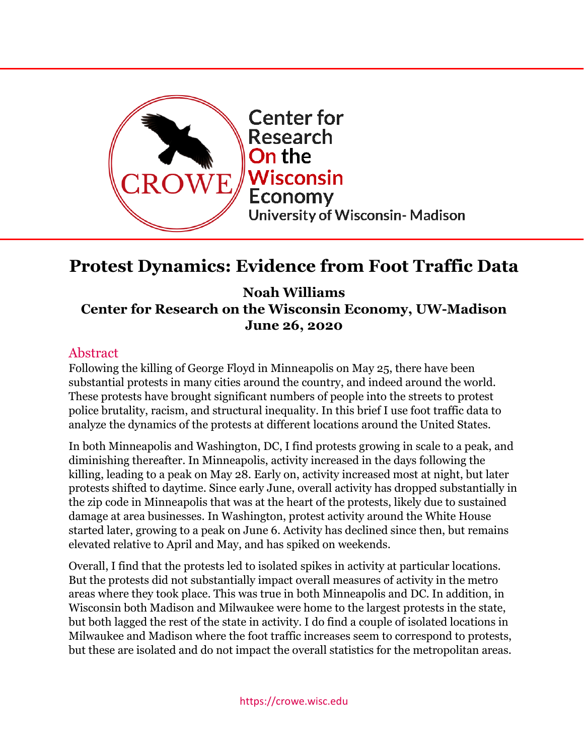CROWE

Center for Research On the Wisconsin Economy
University of Wisconsin- Madison

# Protest Dynamics: Evidence from Foot Traffic Data

**Noah Williams**
**Center for Research on the Wisconsin Economy, UW-Madison**
**June 26, 2020**

## Abstract

Following the killing of George Floyd in Minneapolis on May 25, there have been substantial protests in many cities around the country, and indeed around the world. These protests have brought significant numbers of people into the streets to protest police brutality, racism, and structural inequality. In this brief I use foot traffic data to analyze the dynamics of the protests at different locations around the United States.

In both Minneapolis and Washington, DC, I find protests growing in scale to a peak, and diminishing thereafter. In Minneapolis, activity increased in the days following the killing, leading to a peak on May 28. Early on, activity increased most at night, but later protests shifted to daytime. Since early June, overall activity has dropped substantially in the zip code in Minneapolis that was at the heart of the protests, likely due to sustained damage at area businesses. In Washington, protest activity around the White House started later, growing to a peak on June 6. Activity has declined since then, but remains elevated relative to April and May, and has spiked on weekends.

Overall, I find that the protests led to isolated spikes in activity at particular locations. But the protests did not substantially impact overall measures of activity in the metro areas where they took place. This was true in both Minneapolis and DC. In addition, in Wisconsin both Madison and Milwaukee were home to the largest protests in the state, but both lagged the rest of the state in activity. I do find a couple of isolated locations in Milwaukee and Madison where the foot traffic increases seem to correspond to protests, but these are isolated and do not impact the overall statistics for the metropolitan areas.

https://crowe.wisc.edu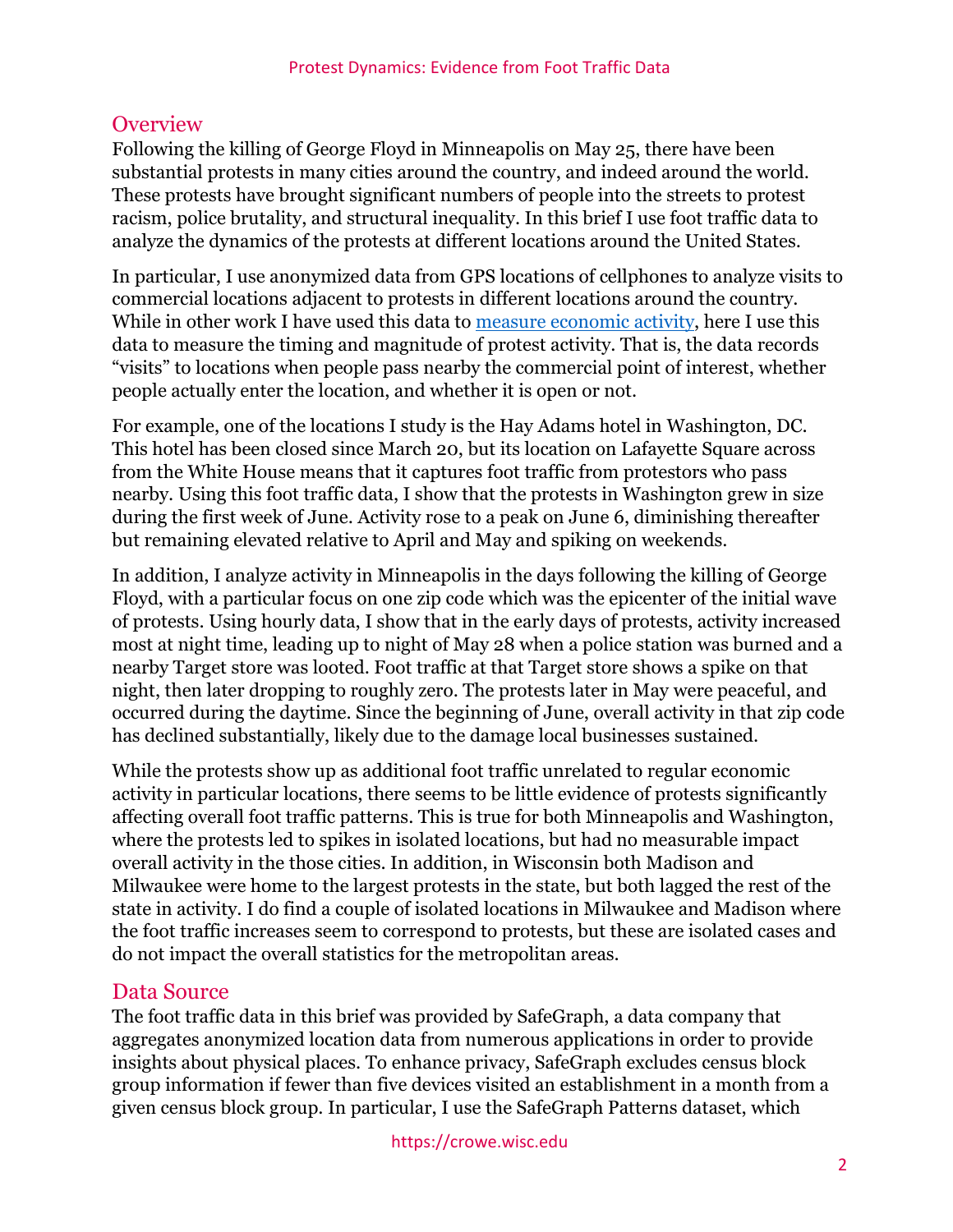## Overview

Following the killing of George Floyd in Minneapolis on May 25, there have been substantial protests in many cities around the country, and indeed around the world. These protests have brought significant numbers of people into the streets to protest racism, police brutality, and structural inequality. In this brief I use foot traffic data to analyze the dynamics of the protests at different locations around the United States.

In particular, I use anonymized data from GPS locations of cellphones to analyze visits to commercial locations adjacent to protests in different locations around the country. While in other work I have used this data to [measure economic activity](), here I use this data to measure the timing and magnitude of protest activity. That is, the data records "visits" to locations when people pass nearby the commercial point of interest, whether people actually enter the location, and whether it is open or not.

For example, one of the locations I study is the Hay Adams hotel in Washington, DC. This hotel has been closed since March 20, but its location on Lafayette Square across from the White House means that it captures foot traffic from protestors who pass nearby. Using this foot traffic data, I show that the protests in Washington grew in size during the first week of June. Activity rose to a peak on June 6, diminishing thereafter but remaining elevated relative to April and May and spiking on weekends.

In addition, I analyze activity in Minneapolis in the days following the killing of George Floyd, with a particular focus on one zip code which was the epicenter of the initial wave of protests. Using hourly data, I show that in the early days of protests, activity increased most at night time, leading up to night of May 28 when a police station was burned and a nearby Target store was looted. Foot traffic at that Target store shows a spike on that night, then later dropping to roughly zero. The protests later in May were peaceful, and occurred during the daytime. Since the beginning of June, overall activity in that zip code has declined substantially, likely due to the damage local businesses sustained.

While the protests show up as additional foot traffic unrelated to regular economic activity in particular locations, there seems to be little evidence of protests significantly affecting overall foot traffic patterns. This is true for both Minneapolis and Washington, where the protests led to spikes in isolated locations, but had no measurable impact overall activity in the those cities. In addition, in Wisconsin both Madison and Milwaukee were home to the largest protests in the state, but both lagged the rest of the state in activity. I do find a couple of isolated locations in Milwaukee and Madison where the foot traffic increases seem to correspond to protests, but these are isolated cases and do not impact the overall statistics for the metropolitan areas.

## Data Source

The foot traffic data in this brief was provided by SafeGraph, a data company that aggregates anonymized location data from numerous applications in order to provide insights about physical places. To enhance privacy, SafeGraph excludes census block group information if fewer than five devices visited an establishment in a month from a given census block group. In particular, I use the SafeGraph Patterns dataset, which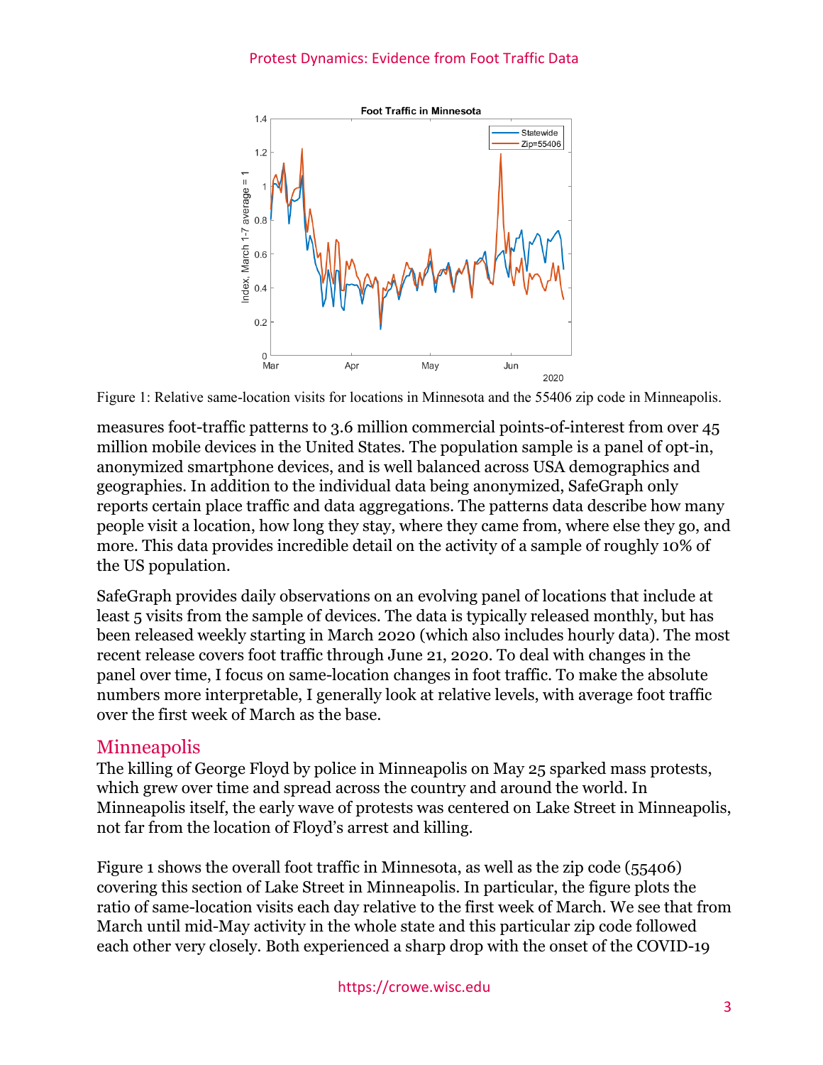Foot Traffic in Minnesota

Statewide
Zip=55406

Index, March 1-7 average = 1

1.4
1.2
1
0.8
0.6
0.4
0.2
0

Mar
Apr
May
Jun
2020

Figure 1: Relative same-location visits for locations in Minnesota and the 55406 zip code in Minneapolis.

measures foot-traffic patterns to 3.6 million commercial points-of-interest from over 45 million mobile devices in the United States. The population sample is a panel of opt-in, anonymized smartphone devices, and is well balanced across USA demographics and geographies. In addition to the individual data being anonymized, SafeGraph only reports certain place traffic and data aggregations. The patterns data describe how many people visit a location, how long they stay, where they came from, where else they go, and more. This data provides incredible detail on the activity of a sample of roughly 10% of the US population.

SafeGraph provides daily observations on an evolving panel of locations that include at least 5 visits from the sample of devices. The data is typically released monthly, but has been released weekly starting in March 2020 (which also includes hourly data). The most recent release covers foot traffic through June 21, 2020. To deal with changes in the panel over time, I focus on same-location changes in foot traffic. To make the absolute numbers more interpretable, I generally look at relative levels, with average foot traffic over the first week of March as the base.

## Minneapolis

The killing of George Floyd by police in Minneapolis on May 25 sparked mass protests, which grew over time and spread across the country and around the world. In Minneapolis itself, the early wave of protests was centered on Lake Street in Minneapolis, not far from the location of Floyd's arrest and killing.

Figure 1 shows the overall foot traffic in Minnesota, as well as the zip code (55406) covering this section of Lake Street in Minneapolis. In particular, the figure plots the ratio of same-location visits each day relative to the first week of March. We see that from March until mid-May activity in the whole state and this particular zip code followed each other very closely. Both experienced a sharp drop with the onset of the COVID-19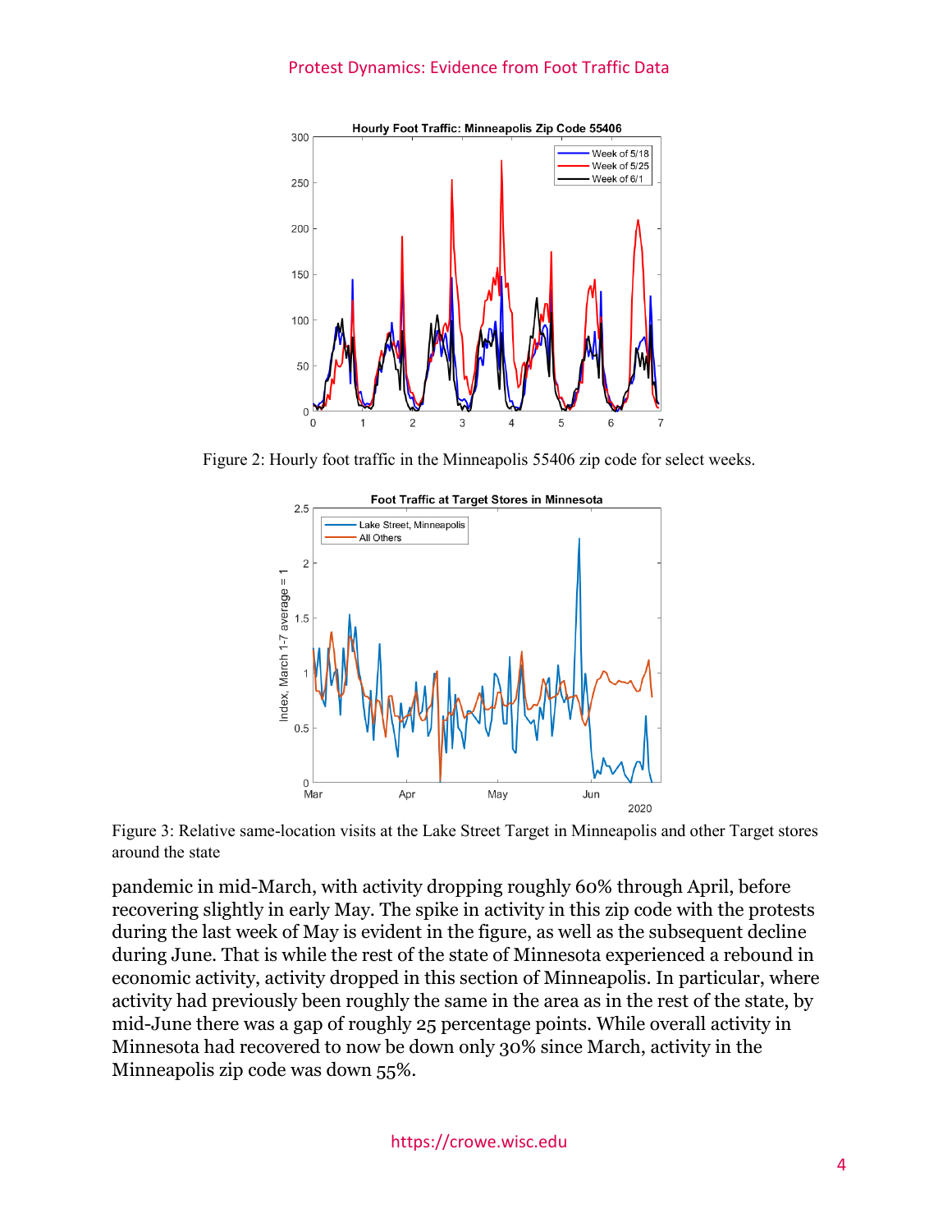Hourly Foot Traffic: Minneapolis Zip Code 55406

Week of 5/18
Week of 5/25
Week of 6/1

300
250
200
150
100
50
0

0 1 2 3 4 5 6 7

Figure 2: Hourly foot traffic in the Minneapolis 55406 zip code for select weeks.

Foot Traffic at Target Stores in Minnesota

Lake Street, Minneapolis
All Others

Index, March 1-7 average = 1

2.5
2
1.5
1
0.5
0

Mar Apr May Jun
2020

Figure 3: Relative same-location visits at the Lake Street Target in Minneapolis and other Target stores around the state

pandemic in mid-March, with activity dropping roughly 60% through April, before recovering slightly in early May. The spike in activity in this zip code with the protests during the last week of May is evident in the figure, as well as the subsequent decline during June. That is while the rest of the state of Minnesota experienced a rebound in economic activity, activity dropped in this section of Minneapolis. In particular, where activity had previously been roughly the same in the area as in the rest of the state, by mid-June there was a gap of roughly 25 percentage points. While overall activity in Minnesota had recovered to now be down only 30% since March, activity in the Minneapolis zip code was down 55%.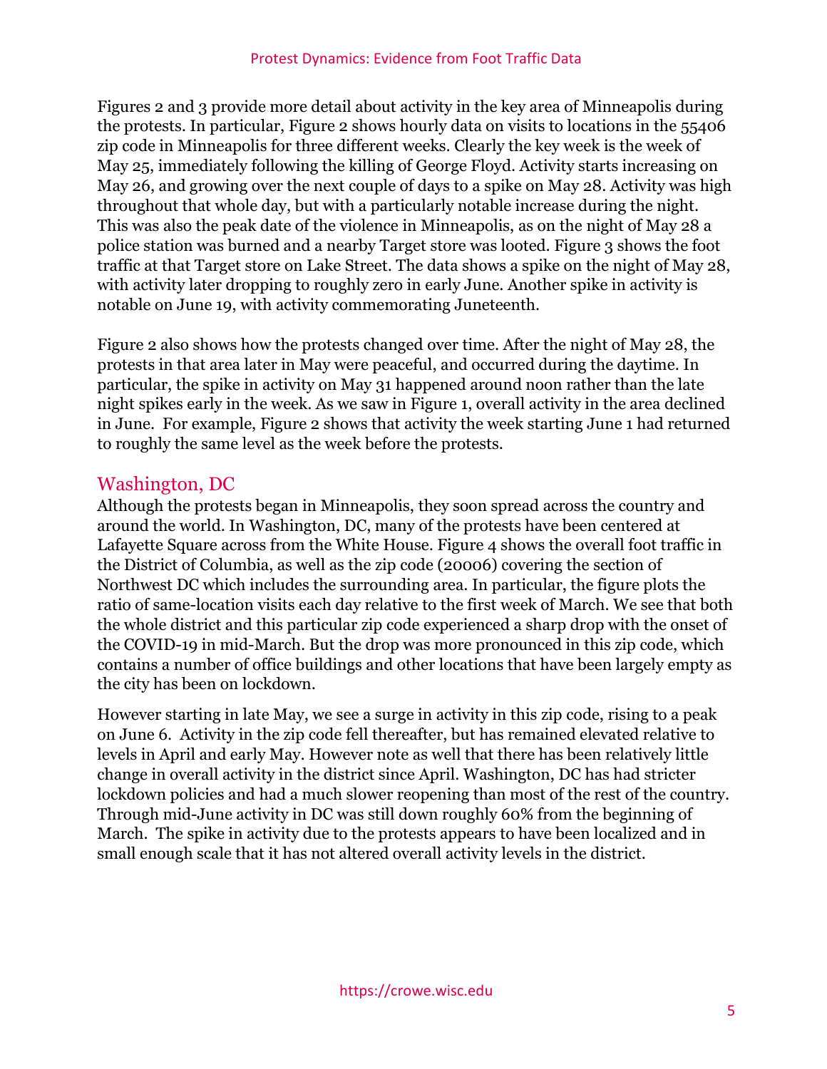Figures 2 and 3 provide more detail about activity in the key area of Minneapolis during the protests. In particular, Figure 2 shows hourly data on visits to locations in the 55406 zip code in Minneapolis for three different weeks. Clearly the key week is the week of May 25, immediately following the killing of George Floyd. Activity starts increasing on May 26, and growing over the next couple of days to a spike on May 28. Activity was high throughout that whole day, but with a particularly notable increase during the night. This was also the peak date of the violence in Minneapolis, as on the night of May 28 a police station was burned and a nearby Target store was looted. Figure 3 shows the foot traffic at that Target store on Lake Street. The data shows a spike on the night of May 28, with activity later dropping to roughly zero in early June. Another spike in activity is notable on June 19, with activity commemorating Juneteenth.

Figure 2 also shows how the protests changed over time. After the night of May 28, the protests in that area later in May were peaceful, and occurred during the daytime. In particular, the spike in activity on May 31 happened around noon rather than the late night spikes early in the week. As we saw in Figure 1, overall activity in the area declined in June. For example, Figure 2 shows that activity the week starting June 1 had returned to roughly the same level as the week before the protests.

## Washington, DC

Although the protests began in Minneapolis, they soon spread across the country and around the world. In Washington, DC, many of the protests have been centered at Lafayette Square across from the White House. Figure 4 shows the overall foot traffic in the District of Columbia, as well as the zip code (20006) covering the section of Northwest DC which includes the surrounding area. In particular, the figure plots the ratio of same-location visits each day relative to the first week of March. We see that both the whole district and this particular zip code experienced a sharp drop with the onset of the COVID-19 in mid-March. But the drop was more pronounced in this zip code, which contains a number of office buildings and other locations that have been largely empty as the city has been on lockdown.

However starting in late May, we see a surge in activity in this zip code, rising to a peak on June 6. Activity in the zip code fell thereafter, but has remained elevated relative to levels in April and early May. However note as well that there has been relatively little change in overall activity in the district since April. Washington, DC has had stricter lockdown policies and had a much slower reopening than most of the rest of the country. Through mid-June activity in DC was still down roughly 60% from the beginning of March. The spike in activity due to the protests appears to have been localized and in small enough scale that it has not altered overall activity levels in the district.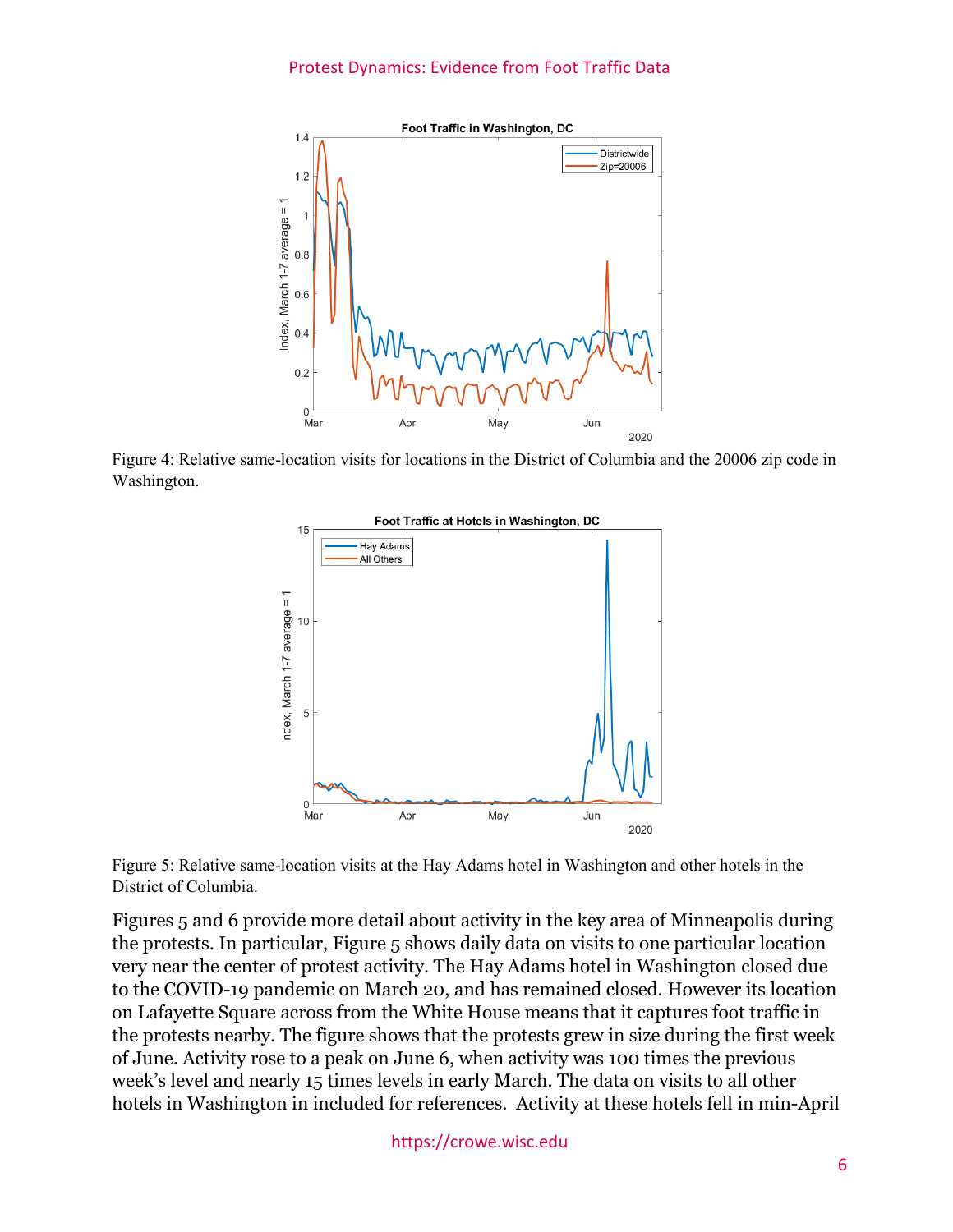Foot Traffic in Washington, DC

Index, March 1-7 average = 1

Districtwide
Zip=20006

0
0.2
0.4
0.6
0.8
1
1.2
1.4

Mar
Apr
May
Jun
2020

Figure 4: Relative same-location visits for locations in the District of Columbia and the 20006 zip code in Washington.

Foot Traffic at Hotels in Washington, DC

Index, March 1-7 average = 1

Hay Adams
All Others

0
5
10
15

Mar
Apr
May
Jun
2020

Figure 5: Relative same-location visits at the Hay Adams hotel in Washington and other hotels in the District of Columbia.

Figures 5 and 6 provide more detail about activity in the key area of Minneapolis during the protests. In particular, Figure 5 shows daily data on visits to one particular location very near the center of protest activity. The Hay Adams hotel in Washington closed due to the COVID-19 pandemic on March 20, and has remained closed. However its location on Lafayette Square across from the White House means that it captures foot traffic in the protests nearby. The figure shows that the protests grew in size during the first week of June. Activity rose to a peak on June 6, when activity was 100 times the previous week's level and nearly 15 times levels in early March. The data on visits to all other hotels in Washington in included for references. Activity at these hotels fell in min-April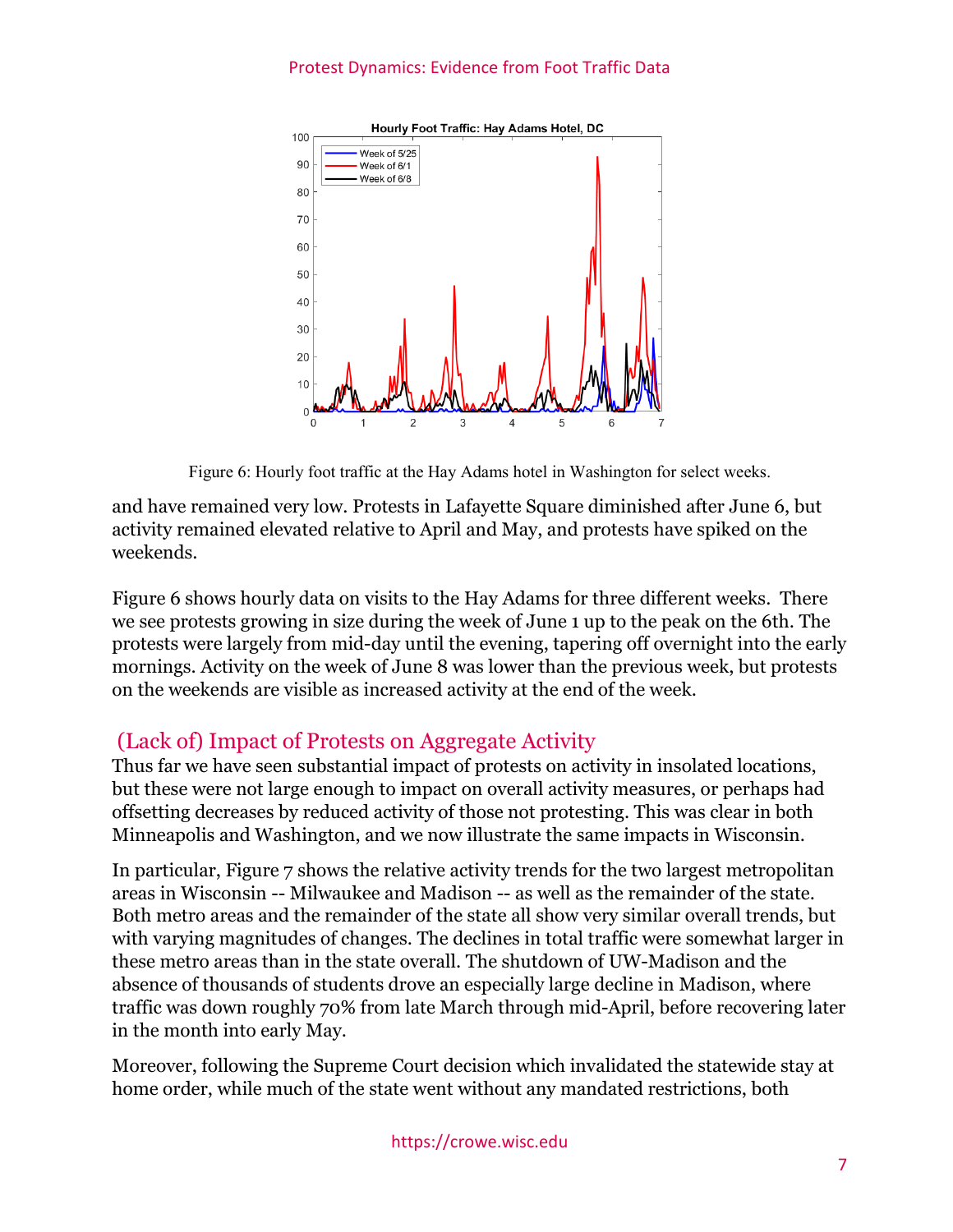Hourly Foot Traffic: Hay Adams Hotel, DC

100
90
80
70
60
50
40
30
20
10
0

0 1 2 3 4 5 6 7

Week of 5/25
Week of 6/1
Week of 6/8

Figure 6: Hourly foot traffic at the Hay Adams hotel in Washington for select weeks.

and have remained very low. Protests in Lafayette Square diminished after June 6, but activity remained elevated relative to April and May, and protests have spiked on the weekends.

Figure 6 shows hourly data on visits to the Hay Adams for three different weeks. There we see protests growing in size during the week of June 1 up to the peak on the 6th. The protests were largely from mid-day until the evening, tapering off overnight into the early mornings. Activity on the week of June 8 was lower than the previous week, but protests on the weekends are visible as increased activity at the end of the week.

## (Lack of) Impact of Protests on Aggregate Activity

Thus far we have seen substantial impact of protests on activity in insolated locations, but these were not large enough to impact on overall activity measures, or perhaps had offsetting decreases by reduced activity of those not protesting. This was clear in both Minneapolis and Washington, and we now illustrate the same impacts in Wisconsin.

In particular, Figure 7 shows the relative activity trends for the two largest metropolitan areas in Wisconsin -- Milwaukee and Madison -- as well as the remainder of the state. Both metro areas and the remainder of the state all show very similar overall trends, but with varying magnitudes of changes. The declines in total traffic were somewhat larger in these metro areas than in the state overall. The shutdown of UW-Madison and the absence of thousands of students drove an especially large decline in Madison, where traffic was down roughly 70% from late March through mid-April, before recovering later in the month into early May.

Moreover, following the Supreme Court decision which invalidated the statewide stay at home order, while much of the state went without any mandated restrictions, both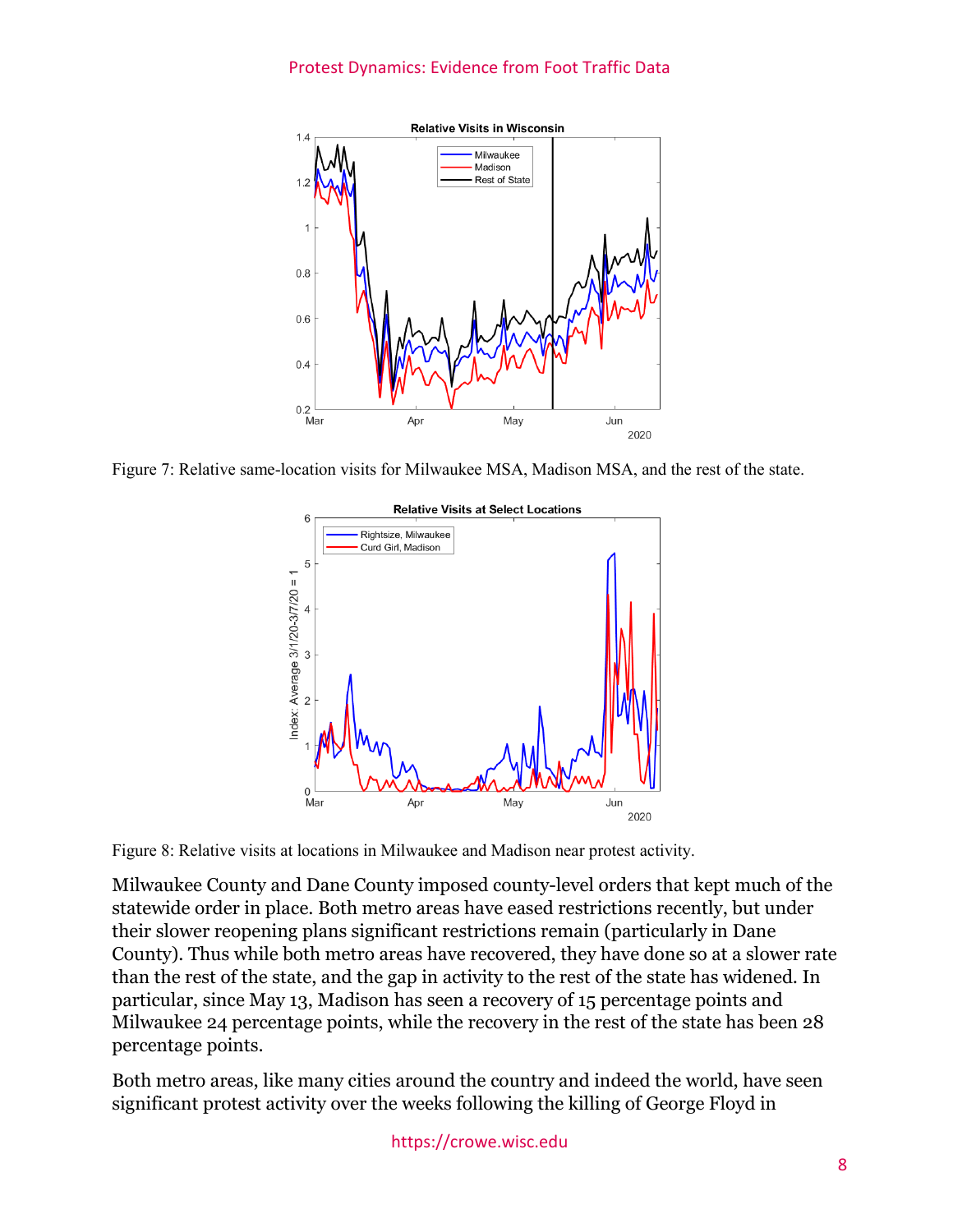Relative Visits in Wisconsin

1.4
1.2
1
0.8
0.6
0.4
0.2

Milwaukee
Madison
Rest of State

Mar
Apr
May
Jun
2020

Figure 7: Relative same-location visits for Milwaukee MSA, Madison MSA, and the rest of the state.

Relative Visits at Select Locations

Index: Average 3/1/20-3/7/20 = 1

6
5
4
3
2
1
0

Rightsize, Milwaukee
Curd Girl, Madison

Mar
Apr
May
Jun
2020

Figure 8: Relative visits at locations in Milwaukee and Madison near protest activity.

Milwaukee County and Dane County imposed county-level orders that kept much of the statewide order in place. Both metro areas have eased restrictions recently, but under their slower reopening plans significant restrictions remain (particularly in Dane County). Thus while both metro areas have recovered, they have done so at a slower rate than the rest of the state, and the gap in activity to the rest of the state has widened. In particular, since May 13, Madison has seen a recovery of 15 percentage points and Milwaukee 24 percentage points, while the recovery in the rest of the state has been 28 percentage points.

Both metro areas, like many cities around the country and indeed the world, have seen significant protest activity over the weeks following the killing of George Floyd in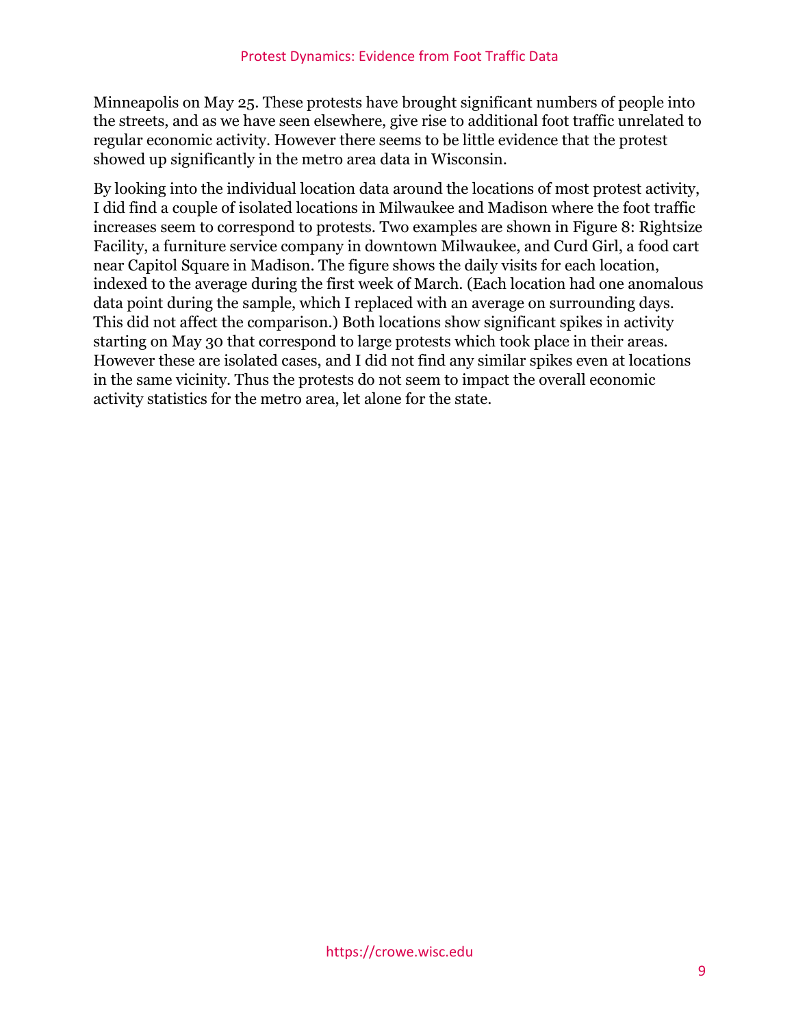Minneapolis on May 25. These protests have brought significant numbers of people into the streets, and as we have seen elsewhere, give rise to additional foot traffic unrelated to regular economic activity. However there seems to be little evidence that the protest showed up significantly in the metro area data in Wisconsin.

By looking into the individual location data around the locations of most protest activity, I did find a couple of isolated locations in Milwaukee and Madison where the foot traffic increases seem to correspond to protests. Two examples are shown in Figure 8: Rightsize Facility, a furniture service company in downtown Milwaukee, and Curd Girl, a food cart near Capitol Square in Madison. The figure shows the daily visits for each location, indexed to the average during the first week of March. (Each location had one anomalous data point during the sample, which I replaced with an average on surrounding days. This did not affect the comparison.) Both locations show significant spikes in activity starting on May 30 that correspond to large protests which took place in their areas. However these are isolated cases, and I did not find any similar spikes even at locations in the same vicinity. Thus the protests do not seem to impact the overall economic activity statistics for the metro area, let alone for the state.